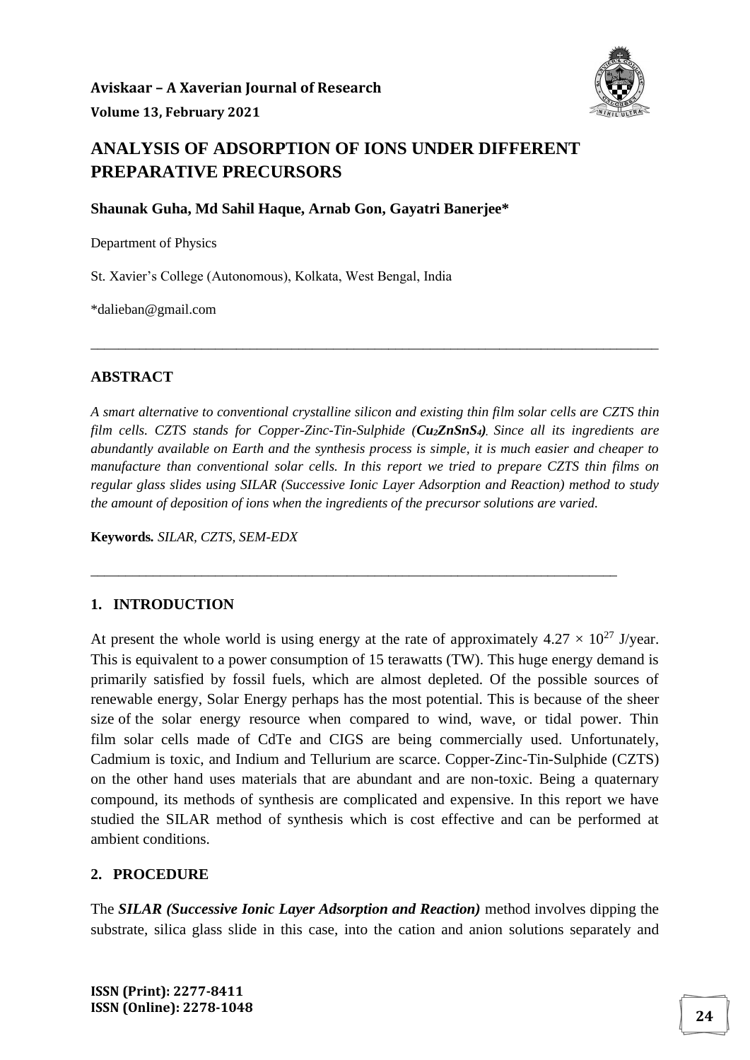# ANALYSIS OF ADSORPTION OF IONS UNDER DIFFERENT PREPARATIVE PRECURSORS

**Shaunak Guha, Md Sahil Haque, Arnab Gon, Gayatri Banerjee***

Department of Physics

St. Xavier's College (Autonomous), Kolkata, West Bengal, India

*dalieban@gmail.com

---

## ABSTRACT

*A smart alternative to conventional crystalline silicon and existing thin film solar cells are CZTS thin film cells. CZTS stands for Copper-Zinc-Tin-Sulphide (**$Cu_2ZnSnS_4$**). Since all its ingredients are abundantly available on Earth and the synthesis process is simple, it is much easier and cheaper to manufacture than conventional solar cells. In this report we tried to prepare CZTS thin films on regular glass slides using SILAR (Successive Ionic Layer Adsorption and Reaction) method to study the amount of deposition of ions when the ingredients of the precursor solutions are varied.*

**Keywords.** *SILAR, CZTS, SEM-EDX*

---

## 1. INTRODUCTION

At present the whole world is using energy at the rate of approximately $4.27 \times 10^{27}$ J/year. This is equivalent to a power consumption of 15 terawatts (TW). This huge energy demand is primarily satisfied by fossil fuels, which are almost depleted. Of the possible sources of renewable energy, Solar Energy perhaps has the most potential. This is because of the sheer size of the solar energy resource when compared to wind, wave, or tidal power. Thin film solar cells made of CdTe and CIGS are being commercially used. Unfortunately, Cadmium is toxic, and Indium and Tellurium are scarce. Copper-Zinc-Tin-Sulphide (CZTS) on the other hand uses materials that are abundant and are non-toxic. Being a quaternary compound, its methods of synthesis are complicated and expensive. In this report we have studied the SILAR method of synthesis which is cost effective and can be performed at ambient conditions.

## 2. PROCEDURE

The ***SILAR (Successive Ionic Layer Adsorption and Reaction)*** method involves dipping the substrate, silica glass slide in this case, into the cation and anion solutions separately and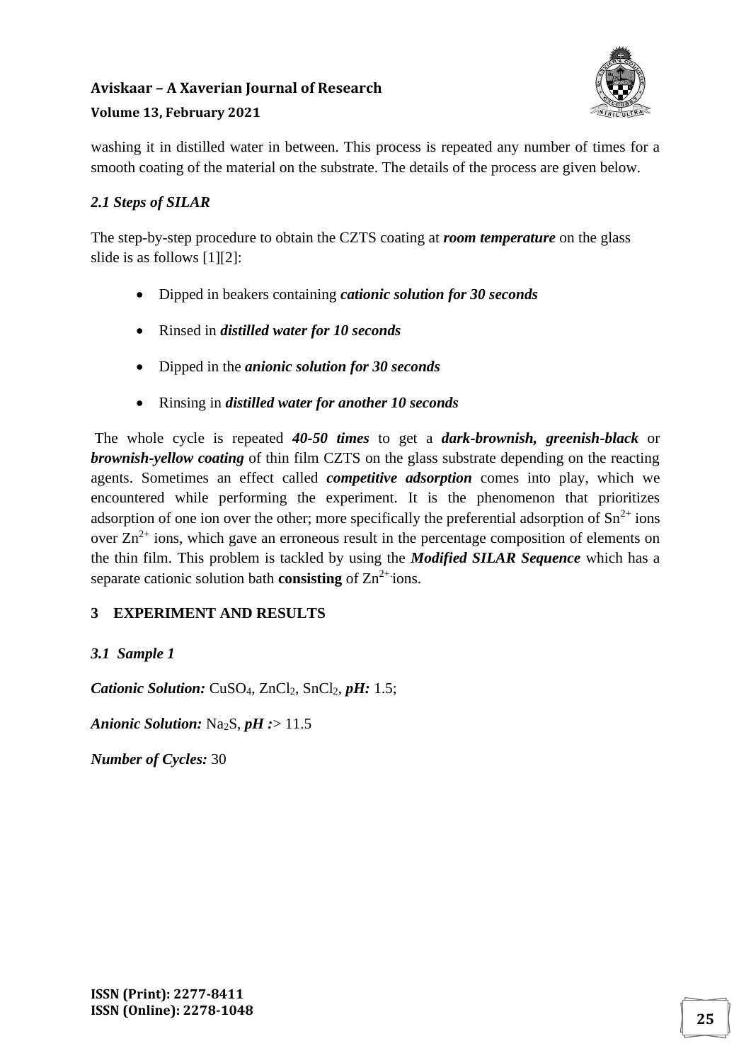washing it in distilled water in between. This process is repeated any number of times for a smooth coating of the material on the substrate. The details of the process are given below.

### *2.1 Steps of SILAR*

The step-by-step procedure to obtain the CZTS coating at ***room temperature*** on the glass slide is as follows [1][2]:

- Dipped in beakers containing ***cationic solution for 30 seconds***
- Rinsed in ***distilled water for 10 seconds***
- Dipped in the ***anionic solution for 30 seconds***
- Rinsing in ***distilled water for another 10 seconds***

The whole cycle is repeated ***40-50 times*** to get a ***dark-brownish, greenish-black*** or ***brownish-yellow coating*** of thin film CZTS on the glass substrate depending on the reacting agents. Sometimes an effect called ***competitive adsorption*** comes into play, which we encountered while performing the experiment. It is the phenomenon that prioritizes adsorption of one ion over the other; more specifically the preferential adsorption of $Sn^{2+}$ ions over $Zn^{2+}$ ions, which gave an erroneous result in the percentage composition of elements on the thin film. This problem is tackled by using the ***Modified SILAR Sequence*** which has a separate cationic solution bath **consisting** of $Zn^{2+}$ ions.

## 3 EXPERIMENT AND RESULTS

### *3.1 Sample 1*

***Cationic Solution:*** $CuSO_4$, $ZnCl_2$, $SnCl_2$, ***pH:*** 1.5;

***Anionic Solution:*** $Na_2S$, ***pH :***> 11.5

***Number of Cycles:*** 30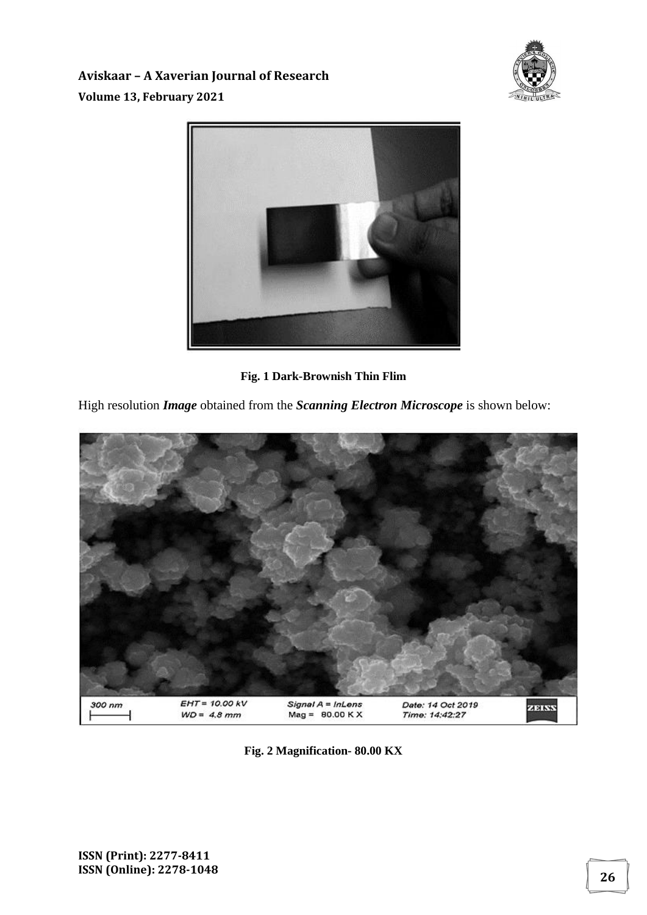**Fig. 1 Dark-Brownish Thin Flim**

High resolution ***Image*** obtained from the ***Scanning Electron Microscope*** is shown below:

**Fig. 2 Magnification- 80.00 KX**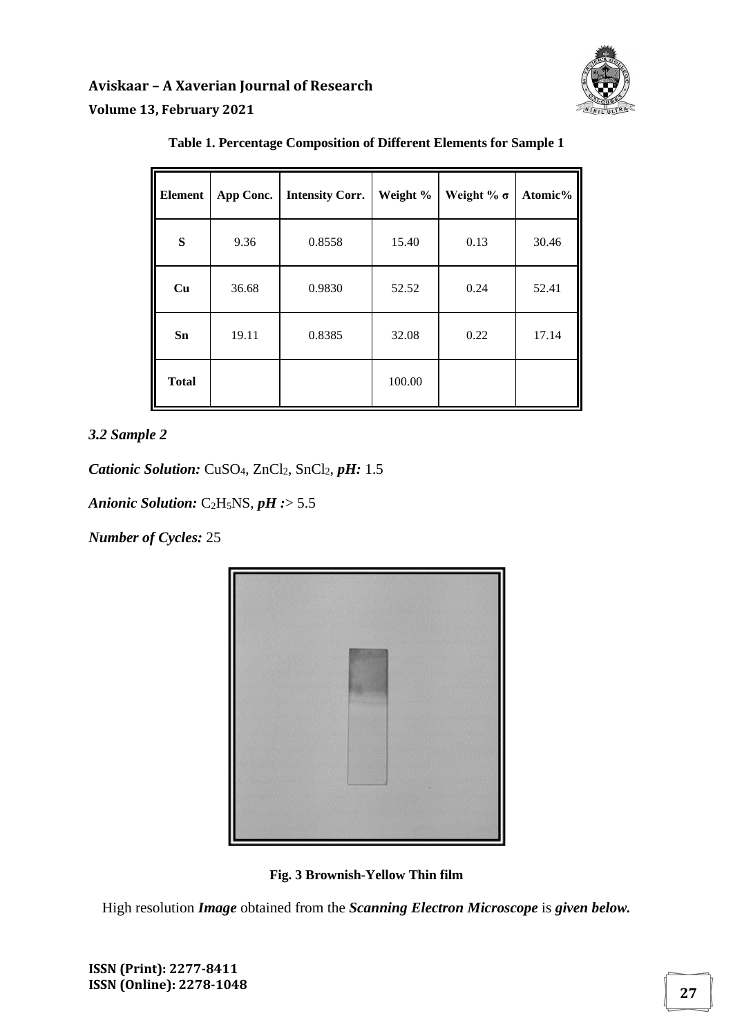**Table 1. Percentage Composition of Different Elements for Sample 1**

| Element | App Conc. | Intensity Corr. | Weight % | Weight % σ | Atomic% |
|---|---|---|---|---|---|
| S | 9.36 | 0.8558 | 15.40 | 0.13 | 30.46 |
| Cu | 36.68 | 0.9830 | 52.52 | 0.24 | 52.41 |
| Sn | 19.11 | 0.8385 | 32.08 | 0.22 | 17.14 |
| Total | | | 100.00 | | |

### *3.2 Sample 2*

***Cationic Solution:*** $CuSO_4$, $ZnCl_2$, $SnCl_2$, ***pH:*** 1.5

***Anionic Solution:*** $C_2H_5NS$, ***pH :*** > 5.5

***Number of Cycles:*** 25

**Fig. 3 Brownish-Yellow Thin film**

High resolution ***Image*** obtained from the ***Scanning Electron Microscope*** is ***given below.***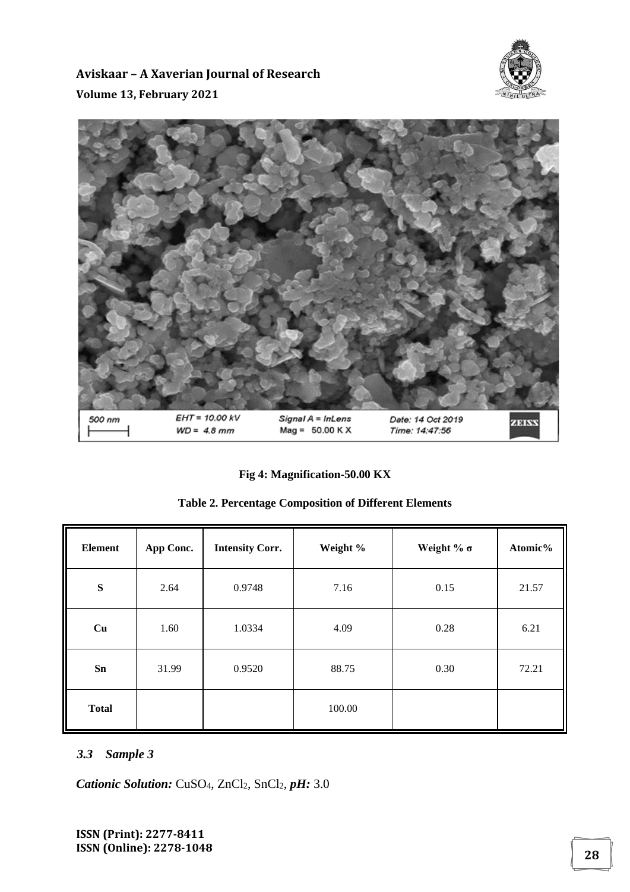Fig 4: Magnification-50.00 KX

**Table 2. Percentage Composition of Different Elements**

| Element | App Conc. | Intensity Corr. | Weight % | Weight % σ | Atomic% |
|---|---|---|---|---|---|
| **S** | 2.64 | 0.9748 | 7.16 | 0.15 | 21.57 |
| **Cu** | 1.60 | 1.0334 | 4.09 | 0.28 | 6.21 |
| **Sn** | 31.99 | 0.9520 | 88.75 | 0.30 | 72.21 |
| **Total** | | | 100.00 | | |

### *3.3 Sample 3*

***Cationic Solution:*** $CuSO_4$, $ZnCl_2$, $SnCl_2$, ***pH:*** 3.0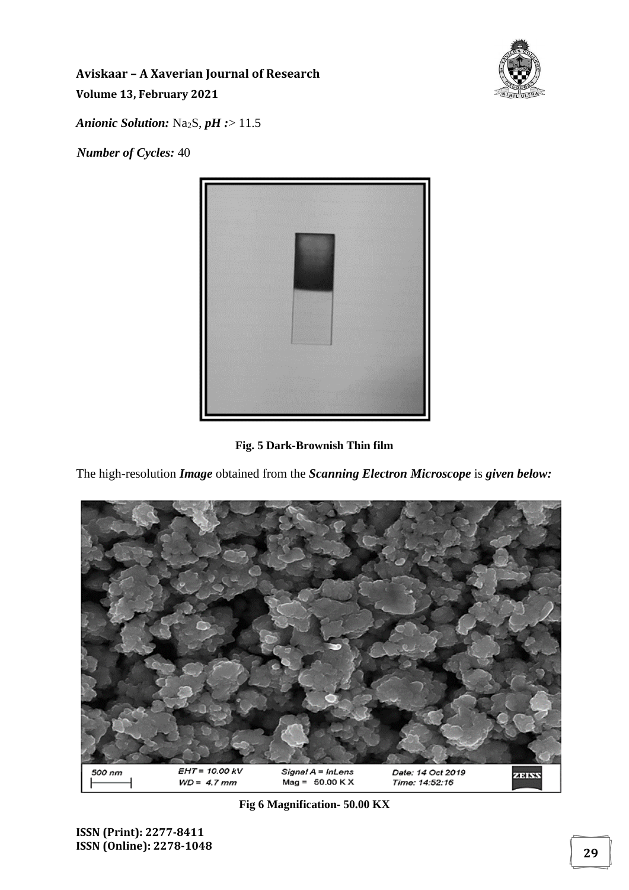***Anionic Solution:*** $Na_2S$, ***pH :*** > 11.5

***Number of Cycles:*** 40

**Fig. 5 Dark-Brownish Thin film**

The high-resolution ***Image*** obtained from the ***Scanning Electron Microscope*** is ***given below:***

**Fig 6 Magnification- 50.00 KX**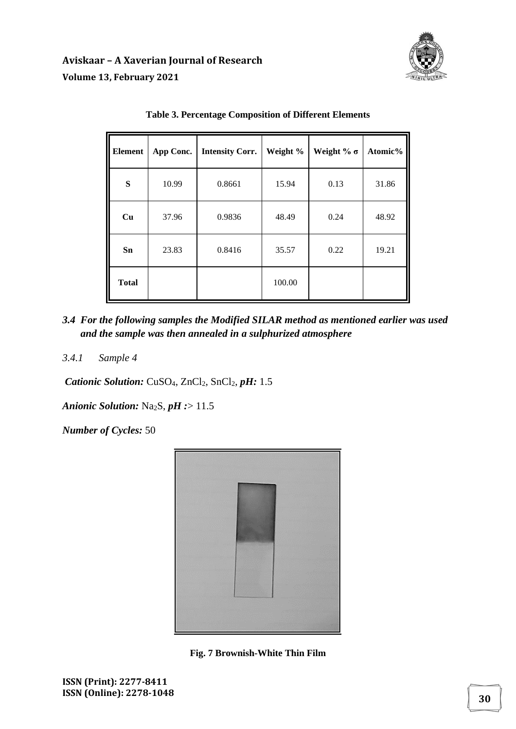**Table 3. Percentage Composition of Different Elements**

| Element | App Conc. | Intensity Corr. | Weight % | Weight % σ | Atomic% |
|---|---|---|---|---|---|
| S | 10.99 | 0.8661 | 15.94 | 0.13 | 31.86 |
| Cu | 37.96 | 0.9836 | 48.49 | 0.24 | 48.92 |
| Sn | 23.83 | 0.8416 | 35.57 | 0.22 | 19.21 |
| Total | | | 100.00 | | |

### *3.4 For the following samples the Modified SILAR method as mentioned earlier was used and the sample was then annealed in a sulphurized atmosphere*

#### *3.4.1 Sample 4*

***Cationic Solution:*** $CuSO_4$, $ZnCl_2$, $SnCl_2$, ***pH:*** 1.5

***Anionic Solution:*** $Na_2S$, ***pH :*** > 11.5

***Number of Cycles:*** 50

**Fig. 7 Brownish-White Thin Film**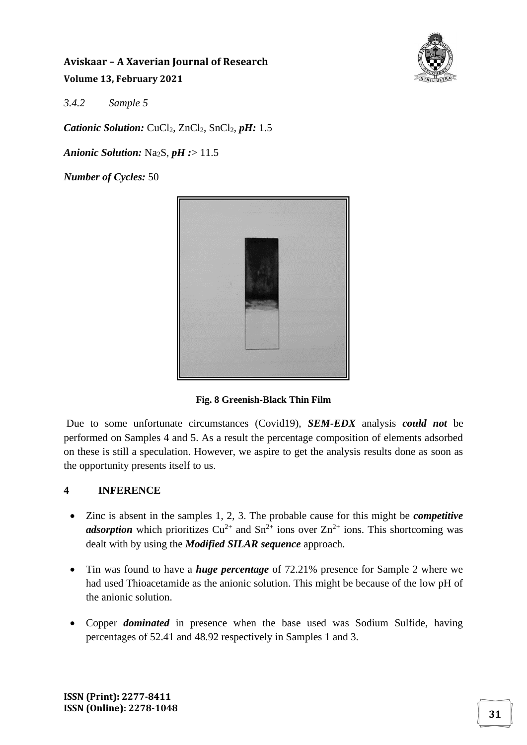*3.4.2 Sample 5*

***Cationic Solution:*** $CuCl_2$, $ZnCl_2$, $SnCl_2$, ***pH:*** 1.5

***Anionic Solution:*** $Na_2S$, ***pH :*** > 11.5

***Number of Cycles:*** 50

**Fig. 8 Greenish-Black Thin Film**

Due to some unfortunate circumstances (Covid19), ***SEM-EDX*** analysis ***could not*** be performed on Samples 4 and 5. As a result the percentage composition of elements adsorbed on these is still a speculation. However, we aspire to get the analysis results done as soon as the opportunity presents itself to us.

## 4 INFERENCE

- Zinc is absent in the samples 1, 2, 3. The probable cause for this might be ***competitive adsorption*** which prioritizes $Cu^{2+}$ and $Sn^{2+}$ ions over $Zn^{2+}$ ions. This shortcoming was dealt with by using the ***Modified SILAR sequence*** approach.
- Tin was found to have a ***huge percentage*** of 72.21% presence for Sample 2 where we had used Thioacetamide as the anionic solution. This might be because of the low pH of the anionic solution.
- Copper ***dominated*** in presence when the base used was Sodium Sulfide, having percentages of 52.41 and 48.92 respectively in Samples 1 and 3.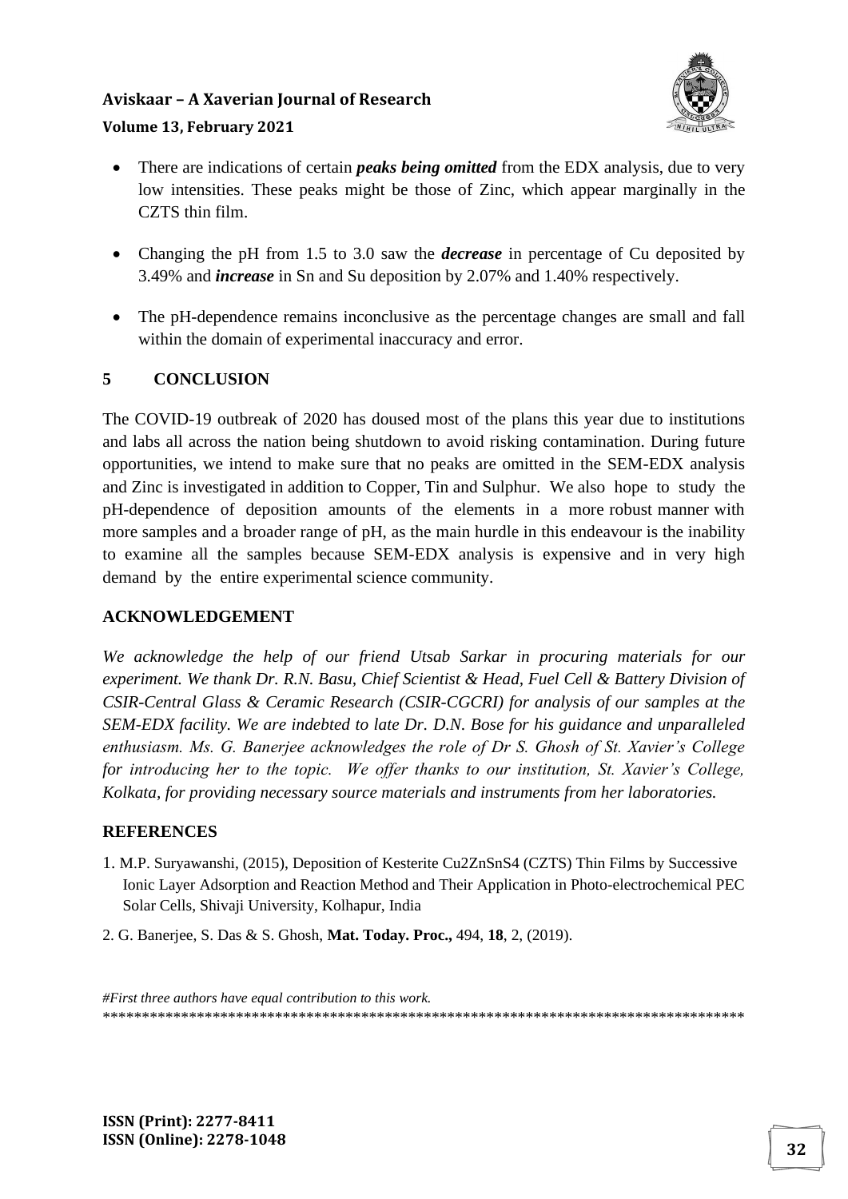- There are indications of certain ***peaks being omitted*** from the EDX analysis, due to very low intensities. These peaks might be those of Zinc, which appear marginally in the CZTS thin film.

- Changing the pH from 1.5 to 3.0 saw the ***decrease*** in percentage of Cu deposited by 3.49% and ***increase*** in Sn and Su deposition by 2.07% and 1.40% respectively.

- The pH-dependence remains inconclusive as the percentage changes are small and fall within the domain of experimental inaccuracy and error.

## 5 CONCLUSION

The COVID-19 outbreak of 2020 has doused most of the plans this year due to institutions and labs all across the nation being shutdown to avoid risking contamination. During future opportunities, we intend to make sure that no peaks are omitted in the SEM-EDX analysis and Zinc is investigated in addition to Copper, Tin and Sulphur. We also hope to study the pH-dependence of deposition amounts of the elements in a more robust manner with more samples and a broader range of pH, as the main hurdle in this endeavour is the inability to examine all the samples because SEM-EDX analysis is expensive and in very high demand by the entire experimental science community.

## ACKNOWLEDGEMENT

*We acknowledge the help of our friend Utsab Sarkar in procuring materials for our experiment. We thank Dr. R.N. Basu, Chief Scientist & Head, Fuel Cell & Battery Division of CSIR-Central Glass & Ceramic Research (CSIR-CGCRI) for analysis of our samples at the SEM-EDX facility. We are indebted to late Dr. D.N. Bose for his guidance and unparalleled enthusiasm. Ms. G. Banerjee acknowledges the role of Dr S. Ghosh of St. Xavier's College for introducing her to the topic. We offer thanks to our institution, St. Xavier's College, Kolkata, for providing necessary source materials and instruments from her laboratories.*

## REFERENCES

1. M.P. Suryawanshi, (2015), Deposition of Kesterite Cu2ZnSnS4 (CZTS) Thin Films by Successive Ionic Layer Adsorption and Reaction Method and Their Application in Photo-electrochemical PEC Solar Cells, Shivaji University, Kolhapur, India

2. G. Banerjee, S. Das & S. Ghosh, **Mat. Today. Proc.,** 494, **18**, 2, (2019).

*#First three authors have equal contribution to this work.*

************************************************************************************